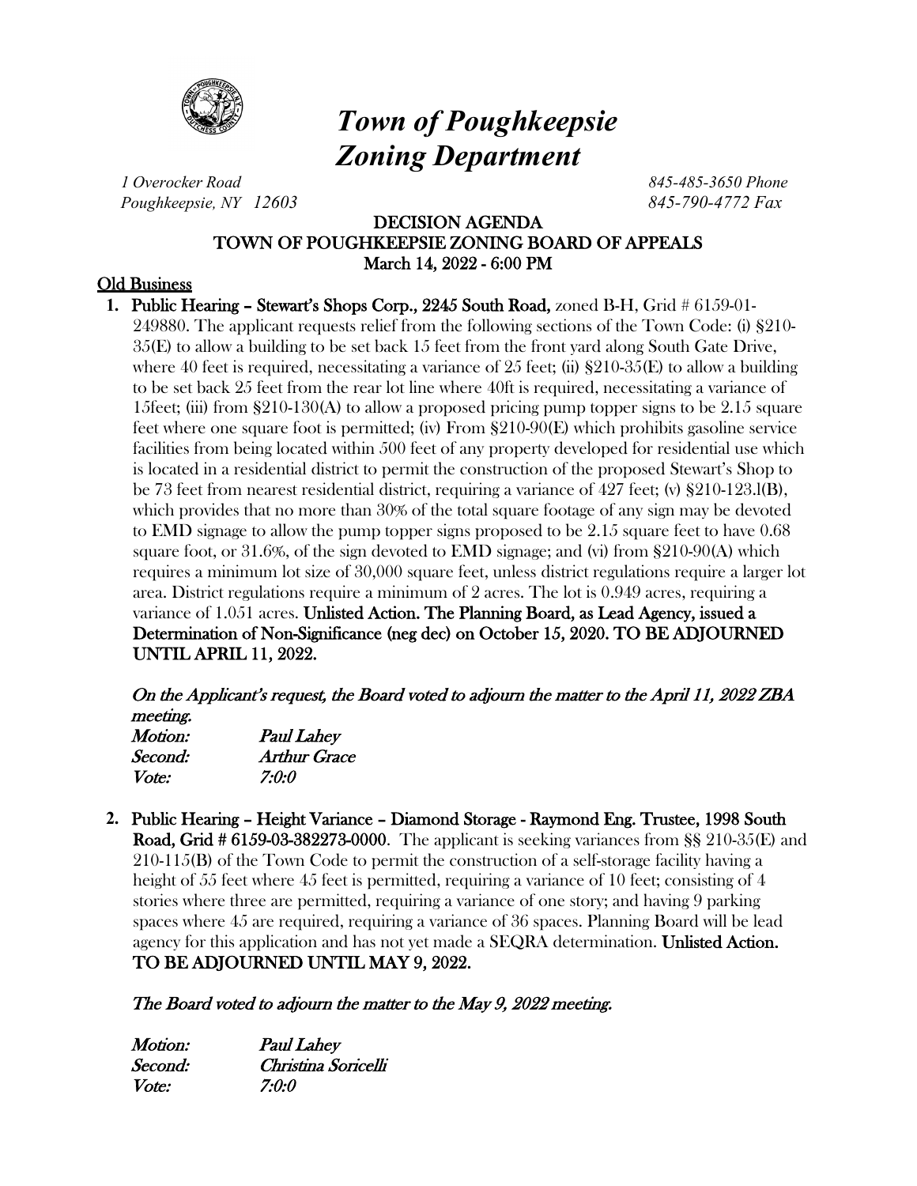# *Town of Poughkeepsie Zoning Department*

*1 Overocker Road*
*Poughkeepsie, NY 12603*

*845-485-3650 Phone*
*845-790-4772 Fax*

## DECISION AGENDA
## TOWN OF POUGHKEEPSIE ZONING BOARD OF APPEALS
## March 14, 2022 - 6:00 PM

**Old Business**

1. **Public Hearing – Stewart's Shops Corp., 2245 South Road,** zoned B-H, Grid # 6159-01-249880. The applicant requests relief from the following sections of the Town Code: (i) §210-35(E) to allow a building to be set back 15 feet from the front yard along South Gate Drive, where 40 feet is required, necessitating a variance of 25 feet; (ii) §210-35(E) to allow a building to be set back 25 feet from the rear lot line where 40ft is required, necessitating a variance of 15feet; (iii) from §210-130(A) to allow a proposed pricing pump topper signs to be 2.15 square feet where one square foot is permitted; (iv) From §210-90(E) which prohibits gasoline service facilities from being located within 500 feet of any property developed for residential use which is located in a residential district to permit the construction of the proposed Stewart's Shop to be 73 feet from nearest residential district, requiring a variance of 427 feet; (v) §210-123.l(B), which provides that no more than 30% of the total square footage of any sign may be devoted to EMD signage to allow the pump topper signs proposed to be 2.15 square feet to have 0.68 square foot, or 31.6%, of the sign devoted to EMD signage; and (vi) from §210-90(A) which requires a minimum lot size of 30,000 square feet, unless district regulations require a larger lot area. District regulations require a minimum of 2 acres. The lot is 0.949 acres, requiring a variance of 1.051 acres. **Unlisted Action. The Planning Board, as Lead Agency, issued a Determination of Non-Significance (neg dec) on October 15, 2020. TO BE ADJOURNED UNTIL APRIL 11, 2022.**

   *On the Applicant's request, the Board voted to adjourn the matter to the April 11, 2022 ZBA meeting.*

   | | |
   |---|---|
   | *Motion:* | *Paul Lahey* |
   | *Second:* | *Arthur Grace* |
   | *Vote:* | *7:0:0* |

2. **Public Hearing – Height Variance – Diamond Storage - Raymond Eng. Trustee, 1998 South Road, Grid # 6159-03-382273-0000**. The applicant is seeking variances from §§ 210-35(E) and 210-115(B) of the Town Code to permit the construction of a self-storage facility having a height of 55 feet where 45 feet is permitted, requiring a variance of 10 feet; consisting of 4 stories where three are permitted, requiring a variance of one story; and having 9 parking spaces where 45 are required, requiring a variance of 36 spaces. Planning Board will be lead agency for this application and has not yet made a SEQRA determination. **Unlisted Action. TO BE ADJOURNED UNTIL MAY 9, 2022.**

   *The Board voted to adjourn the matter to the May 9, 2022 meeting.*

   | | |
   |---|---|
   | *Motion:* | *Paul Lahey* |
   | *Second:* | *Christina Soricelli* |
   | *Vote:* | *7:0:0* |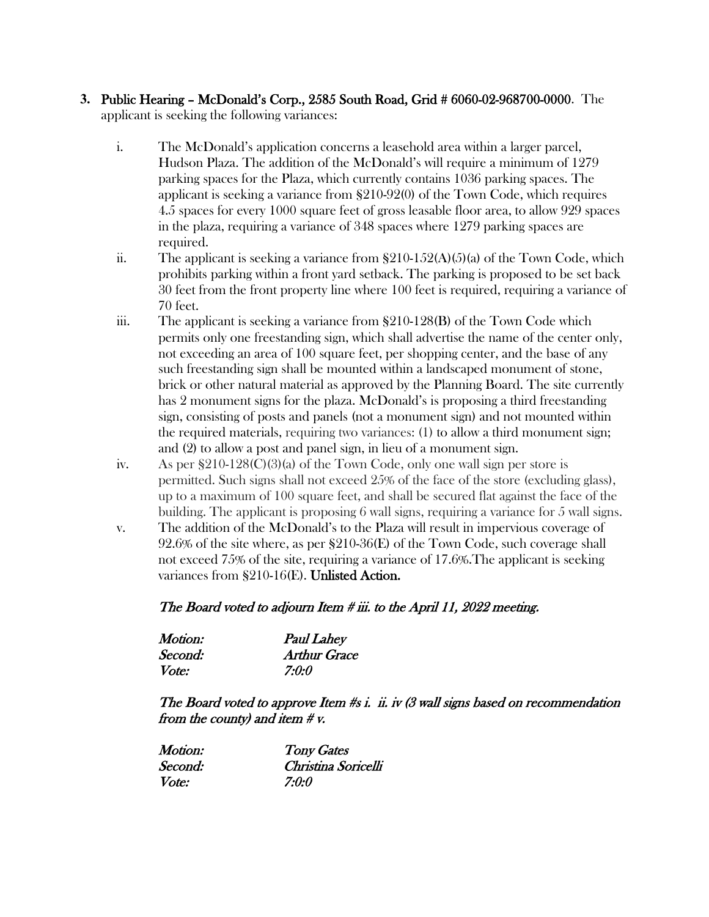3. **Public Hearing – McDonald's Corp., 2585 South Road, Grid # 6060-02-968700-0000**. The applicant is seeking the following variances:

   i. The McDonald's application concerns a leasehold area within a larger parcel, Hudson Plaza. The addition of the McDonald's will require a minimum of 1279 parking spaces for the Plaza, which currently contains 1036 parking spaces. The applicant is seeking a variance from §210-92(0) of the Town Code, which requires 4.5 spaces for every 1000 square feet of gross leasable floor area, to allow 929 spaces in the plaza, requiring a variance of 348 spaces where 1279 parking spaces are required.

   ii. The applicant is seeking a variance from §210-152(A)(5)(a) of the Town Code, which prohibits parking within a front yard setback. The parking is proposed to be set back 30 feet from the front property line where 100 feet is required, requiring a variance of 70 feet.

   iii. The applicant is seeking a variance from §210-128(B) of the Town Code which permits only one freestanding sign, which shall advertise the name of the center only, not exceeding an area of 100 square feet, per shopping center, and the base of any such freestanding sign shall be mounted within a landscaped monument of stone, brick or other natural material as approved by the Planning Board. The site currently has 2 monument signs for the plaza. McDonald's is proposing a third freestanding sign, consisting of posts and panels (not a monument sign) and not mounted within the required materials, requiring two variances: (1) to allow a third monument sign; and (2) to allow a post and panel sign, in lieu of a monument sign.

   iv. As per §210-128(C)(3)(a) of the Town Code, only one wall sign per store is permitted. Such signs shall not exceed 25% of the face of the store (excluding glass), up to a maximum of 100 square feet, and shall be secured flat against the face of the building. The applicant is proposing 6 wall signs, requiring a variance for 5 wall signs.

   v. The addition of the McDonald's to the Plaza will result in impervious coverage of 92.6% of the site where, as per §210-36(E) of the Town Code, such coverage shall not exceed 75% of the site, requiring a variance of 17.6%.The applicant is seeking variances from §210-16(E). **Unlisted Action.**

   *The Board voted to adjourn Item # iii. to the April 11, 2022 meeting.*

   | | |
   |---|---|
   | *Motion:* | *Paul Lahey* |
   | *Second:* | *Arthur Grace* |
   | *Vote:* | *7:0:0* |

   *The Board voted to approve Item #s i. ii. iv (3 wall signs based on recommendation from the county) and item # v.*

   | | |
   |---|---|
   | *Motion:* | *Tony Gates* |
   | *Second:* | *Christina Soricelli* |
   | *Vote:* | *7:0:0* |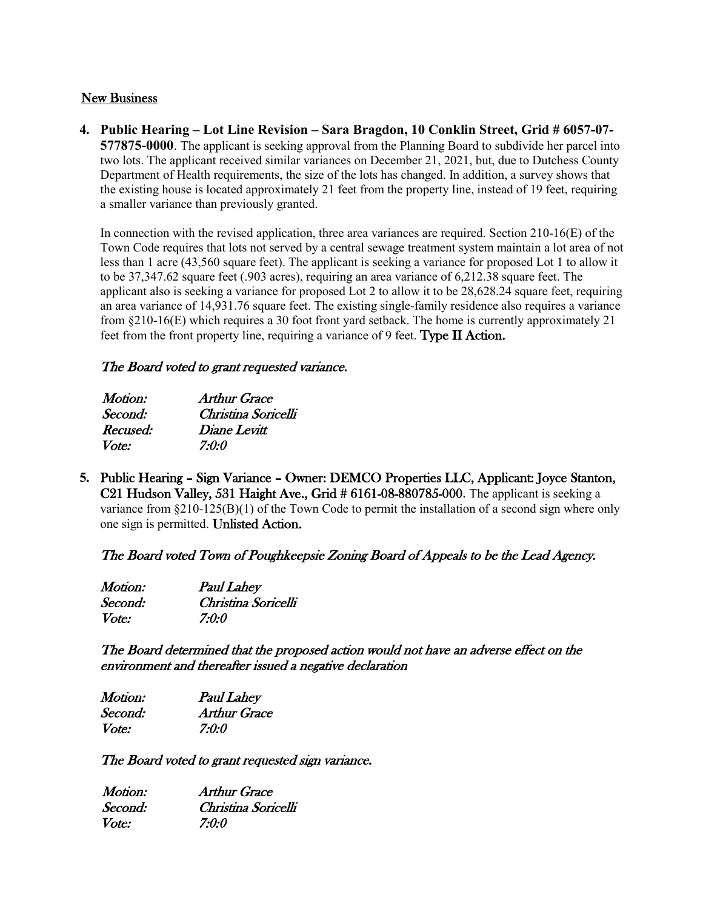## New Business

**4. Public Hearing – Lot Line Revision – Sara Bragdon, 10 Conklin Street, Grid # 6057-07-577875-0000**. The applicant is seeking approval from the Planning Board to subdivide her parcel into two lots. The applicant received similar variances on December 21, 2021, but, due to Dutchess County Department of Health requirements, the size of the lots has changed. In addition, a survey shows that the existing house is located approximately 21 feet from the property line, instead of 19 feet, requiring a smaller variance than previously granted.

In connection with the revised application, three area variances are required. Section 210-16(E) of the Town Code requires that lots not served by a central sewage treatment system maintain a lot area of not less than 1 acre (43,560 square feet). The applicant is seeking a variance for proposed Lot 1 to allow it to be 37,347.62 square feet (.903 acres), requiring an area variance of 6,212.38 square feet. The applicant also is seeking a variance for proposed Lot 2 to allow it to be 28,628.24 square feet, requiring an area variance of 14,931.76 square feet. The existing single-family residence also requires a variance from §210-16(E) which requires a 30 foot front yard setback. The home is currently approximately 21 feet from the front property line, requiring a variance of 9 feet. **Type II Action.**

*The Board voted to grant requested variance.*

| | |
|---|---|
| *Motion:* | *Arthur Grace* |
| *Second:* | *Christina Soricelli* |
| *Recused:* | *Diane Levitt* |
| *Vote:* | *7:0:0* |

**5. Public Hearing – Sign Variance – Owner: DEMCO Properties LLC, Applicant: Joyce Stanton, C21 Hudson Valley, 531 Haight Ave., Grid # 6161-08-880785-000**. The applicant is seeking a variance from §210-125(B)(1) of the Town Code to permit the installation of a second sign where only one sign is permitted. **Unlisted Action.**

*The Board voted Town of Poughkeepsie Zoning Board of Appeals to be the Lead Agency.*

| | |
|---|---|
| *Motion:* | *Paul Lahey* |
| *Second:* | *Christina Soricelli* |
| *Vote:* | *7:0:0* |

*The Board determined that the proposed action would not have an adverse effect on the environment and thereafter issued a negative declaration*

| | |
|---|---|
| *Motion:* | *Paul Lahey* |
| *Second:* | *Arthur Grace* |
| *Vote:* | *7:0:0* |

*The Board voted to grant requested sign variance.*

| | |
|---|---|
| *Motion:* | *Arthur Grace* |
| *Second:* | *Christina Soricelli* |
| *Vote:* | *7:0:0* |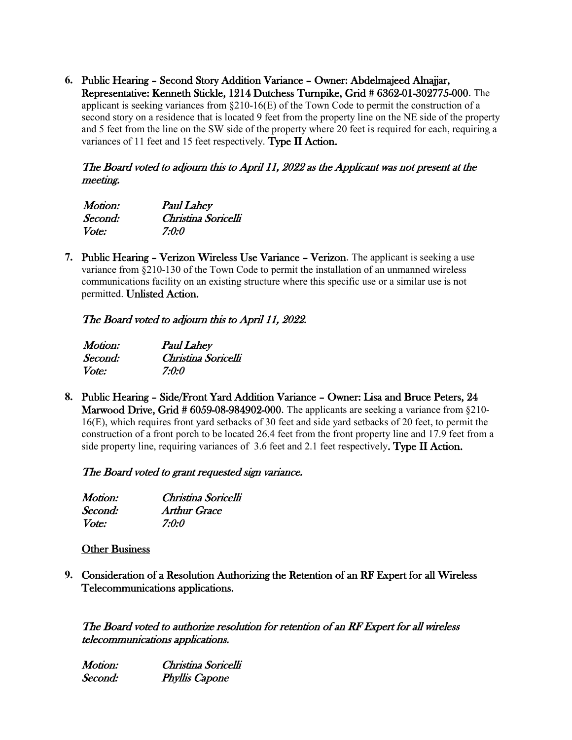6. **Public Hearing – Second Story Addition Variance – Owner: Abdelmajeed Alnajjar, Representative: Kenneth Stickle, 1214 Dutchess Turnpike, Grid # 6362-01-302775-000.** The applicant is seeking variances from §210-16(E) of the Town Code to permit the construction of a second story on a residence that is located 9 feet from the property line on the NE side of the property and 5 feet from the line on the SW side of the property where 20 feet is required for each, requiring a variances of 11 feet and 15 feet respectively. **Type II Action.**

   *The Board voted to adjourn this to April 11, 2022 as the Applicant was not present at the meeting.*

   *Motion:* *Paul Lahey*
   *Second:* *Christina Soricelli*
   *Vote:* *7:0:0*

7. **Public Hearing – Verizon Wireless Use Variance – Verizon.** The applicant is seeking a use variance from §210-130 of the Town Code to permit the installation of an unmanned wireless communications facility on an existing structure where this specific use or a similar use is not permitted. **Unlisted Action.**

   *The Board voted to adjourn this to April 11, 2022.*

   *Motion:* *Paul Lahey*
   *Second:* *Christina Soricelli*
   *Vote:* *7:0:0*

8. **Public Hearing – Side/Front Yard Addition Variance – Owner: Lisa and Bruce Peters, 24 Marwood Drive, Grid # 6059-08-984902-000.** The applicants are seeking a variance from §210-16(E), which requires front yard setbacks of 30 feet and side yard setbacks of 20 feet, to permit the construction of a front porch to be located 26.4 feet from the front property line and 17.9 feet from a side property line, requiring variances of 3.6 feet and 2.1 feet respectively**. Type II Action.**

   *The Board voted to grant requested sign variance.*

   *Motion:* *Christina Soricelli*
   *Second:* *Arthur Grace*
   *Vote:* *7:0:0*

<u>Other Business</u>

9. **Consideration of a Resolution Authorizing the Retention of an RF Expert for all Wireless Telecommunications applications.**

   *The Board voted to authorize resolution for retention of an RF Expert for all wireless telecommunications applications.*

   *Motion:* *Christina Soricelli*
   *Second:* *Phyllis Capone*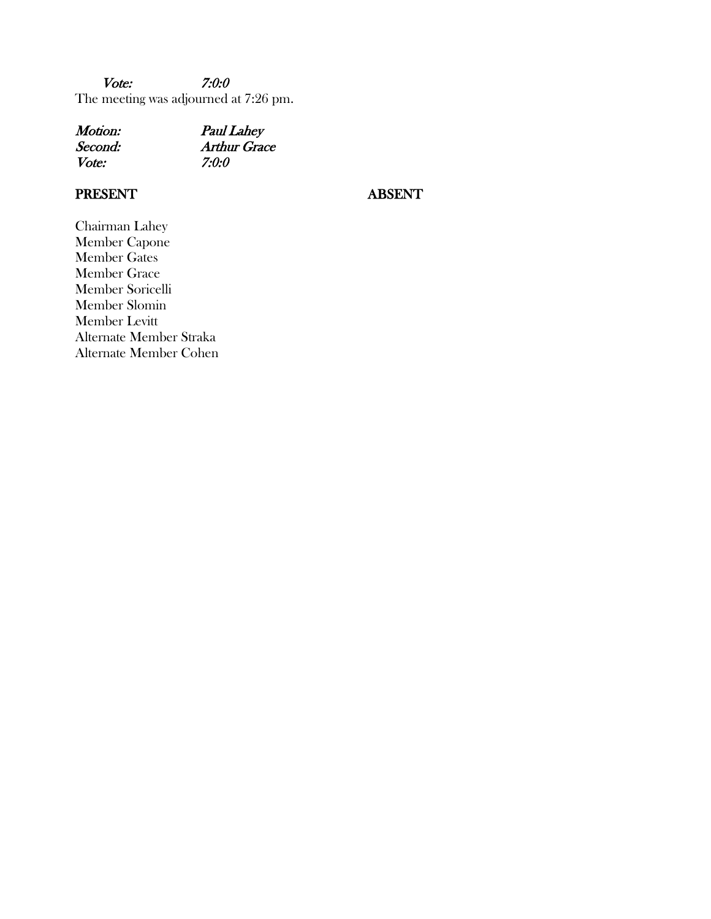*Vote:* *7:0:0*

The meeting was adjourned at 7:26 pm.

| | |
|---|---|
| *Motion:* | *Paul Lahey* |
| *Second:* | *Arthur Grace* |
| *Vote:* | *7:0:0* |

| PRESENT | ABSENT |
|---|---|
| Chairman Lahey | |
| Member Capone | |
| Member Gates | |
| Member Grace | |
| Member Soricelli | |
| Member Slomin | |
| Member Levitt | |
| Alternate Member Straka | |
| Alternate Member Cohen | |